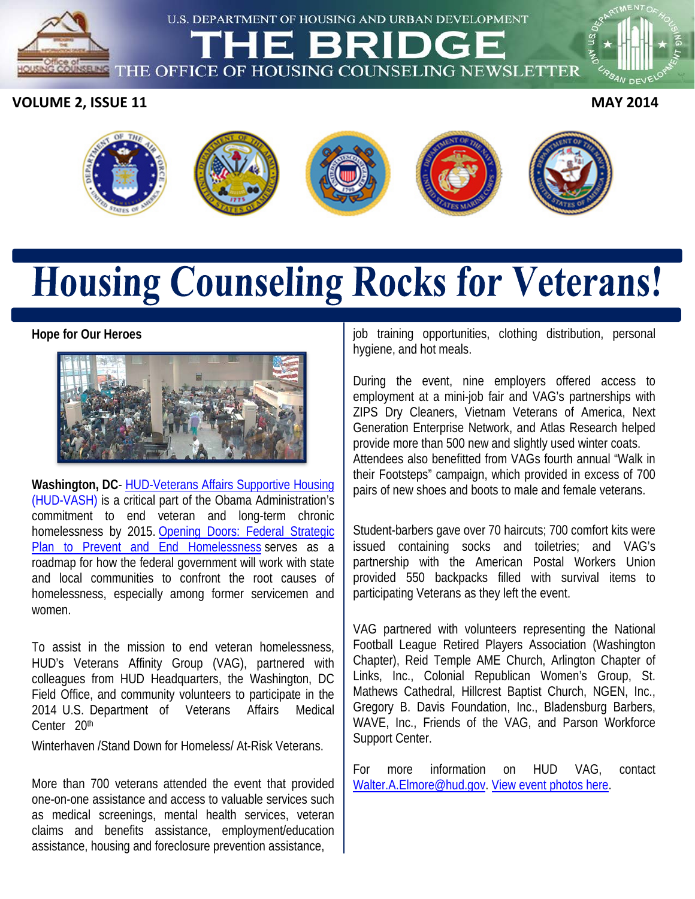U.S. DEPARTMENT OF HOUSING AND URBAN DEVELOPMENT

# THE BRIDGE

THE OFFICE OF HOUSING COUNSELING NEWSLETTER

**VOLUME 2, ISSUE 11** **MAY 2014**

# Housing Counseling Rocks for Veterans!

## Hope for Our Heroes

**Washington, DC**- HUD-Veterans Affairs Supportive Housing (HUD-VASH) is a critical part of the Obama Administration's commitment to end veteran and long-term chronic homelessness by 2015. Opening Doors: Federal Strategic Plan to Prevent and End Homelessness serves as a roadmap for how the federal government will work with state and local communities to confront the root causes of homelessness, especially among former servicemen and women.

To assist in the mission to end veteran homelessness, HUD's Veterans Affinity Group (VAG), partnered with colleagues from HUD Headquarters, the Washington, DC Field Office, and community volunteers to participate in the 2014 U.S. Department of Veterans Affairs Medical Center 20th

Winterhaven /Stand Down for Homeless/ At-Risk Veterans.

More than 700 veterans attended the event that provided one-on-one assistance and access to valuable services such as medical screenings, mental health services, veteran claims and benefits assistance, employment/education assistance, housing and foreclosure prevention assistance, job training opportunities, clothing distribution, personal hygiene, and hot meals.

During the event, nine employers offered access to employment at a mini-job fair and VAG's partnerships with ZIPS Dry Cleaners, Vietnam Veterans of America, Next Generation Enterprise Network, and Atlas Research helped provide more than 500 new and slightly used winter coats. Attendees also benefitted from VAGs fourth annual "Walk in their Footsteps" campaign, which provided in excess of 700 pairs of new shoes and boots to male and female veterans.

Student-barbers gave over 70 haircuts; 700 comfort kits were issued containing socks and toiletries; and VAG's partnership with the American Postal Workers Union provided 550 backpacks filled with survival items to participating Veterans as they left the event.

VAG partnered with volunteers representing the National Football League Retired Players Association (Washington Chapter), Reid Temple AME Church, Arlington Chapter of Links, Inc., Colonial Republican Women's Group, St. Mathews Cathedral, Hillcrest Baptist Church, NGEN, Inc., Gregory B. Davis Foundation, Inc., Bladensburg Barbers, WAVE, Inc., Friends of the VAG, and Parson Workforce Support Center.

For more information on HUD VAG, contact Walter.A.Elmore@hud.gov. View event photos here.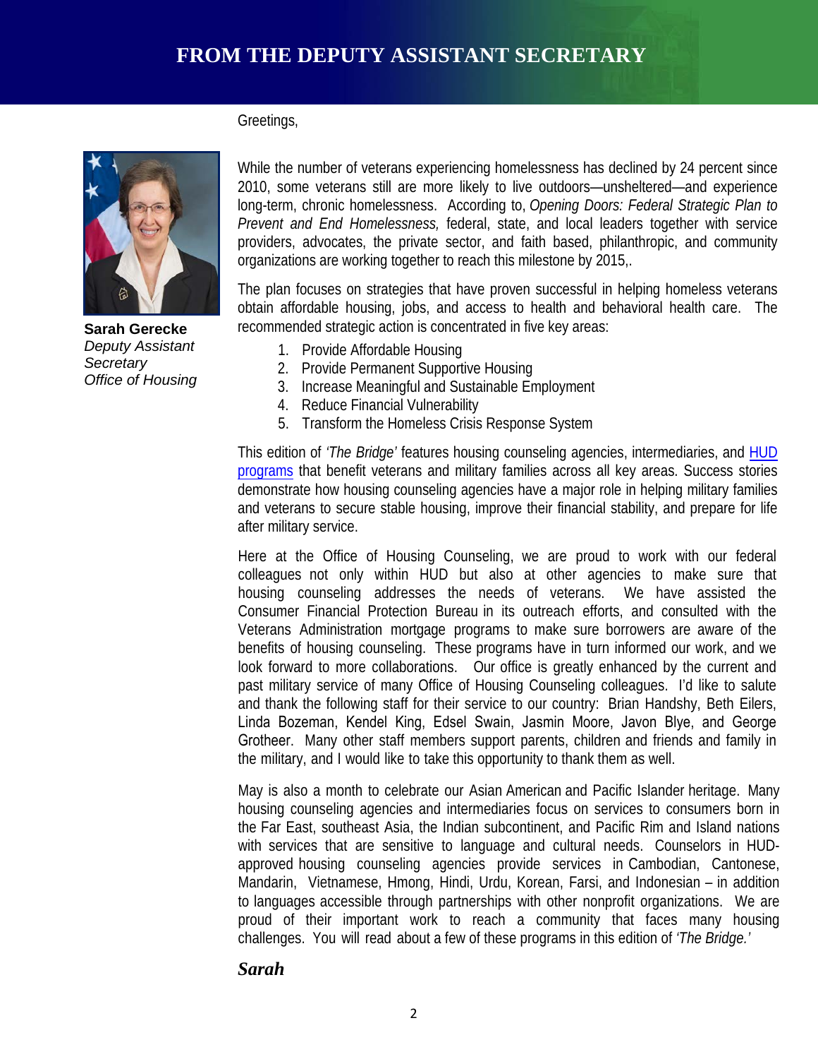# FROM THE DEPUTY ASSISTANT SECRETARY

Greetings,

**Sarah Gerecke**
*Deputy Assistant Secretary*
*Office of Housing*

While the number of veterans experiencing homelessness has declined by 24 percent since 2010, some veterans still are more likely to live outdoors—unsheltered—and experience long-term, chronic homelessness. According to, *Opening Doors: Federal Strategic Plan to Prevent and End Homelessness,* federal, state, and local leaders together with service providers, advocates, the private sector, and faith based, philanthropic, and community organizations are working together to reach this milestone by 2015,.

The plan focuses on strategies that have proven successful in helping homeless veterans obtain affordable housing, jobs, and access to health and behavioral health care. The recommended strategic action is concentrated in five key areas:

1. Provide Affordable Housing
2. Provide Permanent Supportive Housing
3. Increase Meaningful and Sustainable Employment
4. Reduce Financial Vulnerability
5. Transform the Homeless Crisis Response System

This edition of *'The Bridge'* features housing counseling agencies, intermediaries, and HUD programs that benefit veterans and military families across all key areas. Success stories demonstrate how housing counseling agencies have a major role in helping military families and veterans to secure stable housing, improve their financial stability, and prepare for life after military service.

Here at the Office of Housing Counseling, we are proud to work with our federal colleagues not only within HUD but also at other agencies to make sure that housing counseling addresses the needs of veterans. We have assisted the Consumer Financial Protection Bureau in its outreach efforts, and consulted with the Veterans Administration mortgage programs to make sure borrowers are aware of the benefits of housing counseling. These programs have in turn informed our work, and we look forward to more collaborations. Our office is greatly enhanced by the current and past military service of many Office of Housing Counseling colleagues. I'd like to salute and thank the following staff for their service to our country: Brian Handshy, Beth Eilers, Linda Bozeman, Kendel King, Edsel Swain, Jasmin Moore, Javon Blye, and George Grotheer. Many other staff members support parents, children and friends and family in the military, and I would like to take this opportunity to thank them as well.

May is also a month to celebrate our Asian American and Pacific Islander heritage. Many housing counseling agencies and intermediaries focus on services to consumers born in the Far East, southeast Asia, the Indian subcontinent, and Pacific Rim and Island nations with services that are sensitive to language and cultural needs. Counselors in HUD-approved housing counseling agencies provide services in Cambodian, Cantonese, Mandarin, Vietnamese, Hmong, Hindi, Urdu, Korean, Farsi, and Indonesian – in addition to languages accessible through partnerships with other nonprofit organizations. We are proud of their important work to reach a community that faces many housing challenges. You will read about a few of these programs in this edition of *'The Bridge.'*

***Sarah***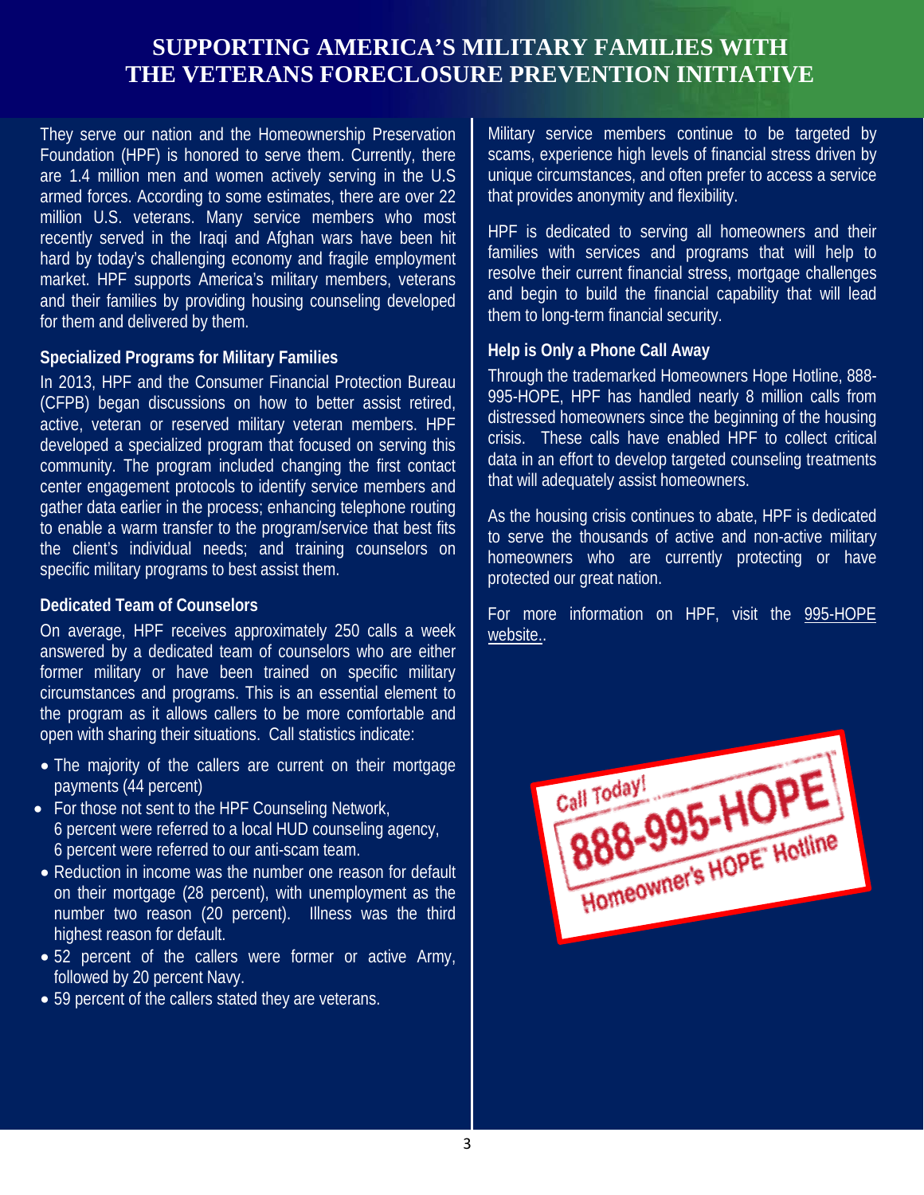# SUPPORTING AMERICA'S MILITARY FAMILIES WITH THE VETERANS FORECLOSURE PREVENTION INITIATIVE

They serve our nation and the Homeownership Preservation Foundation (HPF) is honored to serve them. Currently, there are 1.4 million men and women actively serving in the U.S armed forces. According to some estimates, there are over 22 million U.S. veterans. Many service members who most recently served in the Iraqi and Afghan wars have been hit hard by today's challenging economy and fragile employment market. HPF supports America's military members, veterans and their families by providing housing counseling developed for them and delivered by them.

### Specialized Programs for Military Families

In 2013, HPF and the Consumer Financial Protection Bureau (CFPB) began discussions on how to better assist retired, active, veteran or reserved military veteran members. HPF developed a specialized program that focused on serving this community. The program included changing the first contact center engagement protocols to identify service members and gather data earlier in the process; enhancing telephone routing to enable a warm transfer to the program/service that best fits the client's individual needs; and training counselors on specific military programs to best assist them.

### Dedicated Team of Counselors

On average, HPF receives approximately 250 calls a week answered by a dedicated team of counselors who are either former military or have been trained on specific military circumstances and programs. This is an essential element to the program as it allows callers to be more comfortable and open with sharing their situations. Call statistics indicate:

- The majority of the callers are current on their mortgage payments (44 percent)
- For those not sent to the HPF Counseling Network, 6 percent were referred to a local HUD counseling agency, 6 percent were referred to our anti-scam team.
- Reduction in income was the number one reason for default on their mortgage (28 percent), with unemployment as the number two reason (20 percent). Illness was the third highest reason for default.
- 52 percent of the callers were former or active Army, followed by 20 percent Navy.
- 59 percent of the callers stated they are veterans.

Military service members continue to be targeted by scams, experience high levels of financial stress driven by unique circumstances, and often prefer to access a service that provides anonymity and flexibility.

HPF is dedicated to serving all homeowners and their families with services and programs that will help to resolve their current financial stress, mortgage challenges and begin to build the financial capability that will lead them to long-term financial security.

### Help is Only a Phone Call Away

Through the trademarked Homeowners Hope Hotline, 888-995-HOPE, HPF has handled nearly 8 million calls from distressed homeowners since the beginning of the housing crisis. These calls have enabled HPF to collect critical data in an effort to develop targeted counseling treatments that will adequately assist homeowners.

As the housing crisis continues to abate, HPF is dedicated to serve the thousands of active and non-active military homeowners who are currently protecting or have protected our great nation.

For more information on HPF, visit the 995-HOPE website..

Call Today! 888-995-HOPE Homeowner's HOPE Hotline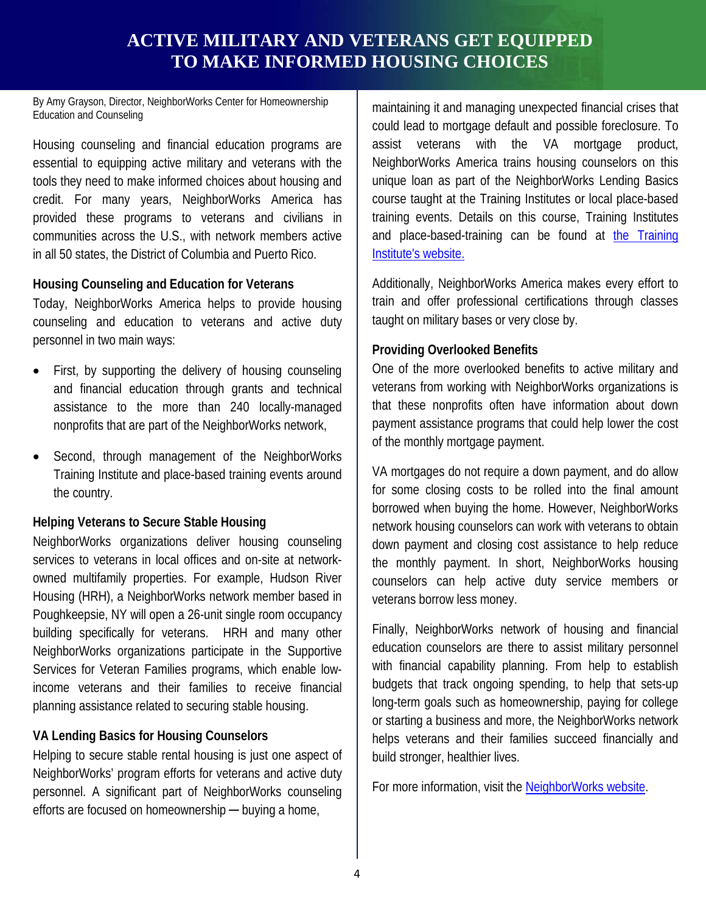# ACTIVE MILITARY AND VETERANS GET EQUIPPED TO MAKE INFORMED HOUSING CHOICES

By Amy Grayson, Director, NeighborWorks Center for Homeownership Education and Counseling

Housing counseling and financial education programs are essential to equipping active military and veterans with the tools they need to make informed choices about housing and credit. For many years, NeighborWorks America has provided these programs to veterans and civilians in communities across the U.S., with network members active in all 50 states, the District of Columbia and Puerto Rico.

### Housing Counseling and Education for Veterans

Today, NeighborWorks America helps to provide housing counseling and education to veterans and active duty personnel in two main ways:

- First, by supporting the delivery of housing counseling and financial education through grants and technical assistance to the more than 240 locally-managed nonprofits that are part of the NeighborWorks network,
- Second, through management of the NeighborWorks Training Institute and place-based training events around the country.

### Helping Veterans to Secure Stable Housing

NeighborWorks organizations deliver housing counseling services to veterans in local offices and on-site at network-owned multifamily properties. For example, Hudson River Housing (HRH), a NeighborWorks network member based in Poughkeepsie, NY will open a 26-unit single room occupancy building specifically for veterans. HRH and many other NeighborWorks organizations participate in the Supportive Services for Veteran Families programs, which enable low-income veterans and their families to receive financial planning assistance related to securing stable housing.

### VA Lending Basics for Housing Counselors

Helping to secure stable rental housing is just one aspect of NeighborWorks' program efforts for veterans and active duty personnel. A significant part of NeighborWorks counseling efforts are focused on homeownership ─ buying a home, maintaining it and managing unexpected financial crises that could lead to mortgage default and possible foreclosure. To assist veterans with the VA mortgage product, NeighborWorks America trains housing counselors on this unique loan as part of the NeighborWorks Lending Basics course taught at the Training Institutes or local place-based training events. Details on this course, Training Institutes and place-based-training can be found at the Training Institute's website.

Additionally, NeighborWorks America makes every effort to train and offer professional certifications through classes taught on military bases or very close by.

### Providing Overlooked Benefits

One of the more overlooked benefits to active military and veterans from working with NeighborWorks organizations is that these nonprofits often have information about down payment assistance programs that could help lower the cost of the monthly mortgage payment.

VA mortgages do not require a down payment, and do allow for some closing costs to be rolled into the final amount borrowed when buying the home. However, NeighborWorks network housing counselors can work with veterans to obtain down payment and closing cost assistance to help reduce the monthly payment. In short, NeighborWorks housing counselors can help active duty service members or veterans borrow less money.

Finally, NeighborWorks network of housing and financial education counselors are there to assist military personnel with financial capability planning. From help to establish budgets that track ongoing spending, to help that sets-up long-term goals such as homeownership, paying for college or starting a business and more, the NeighborWorks network helps veterans and their families succeed financially and build stronger, healthier lives.

For more information, visit the NeighborWorks website.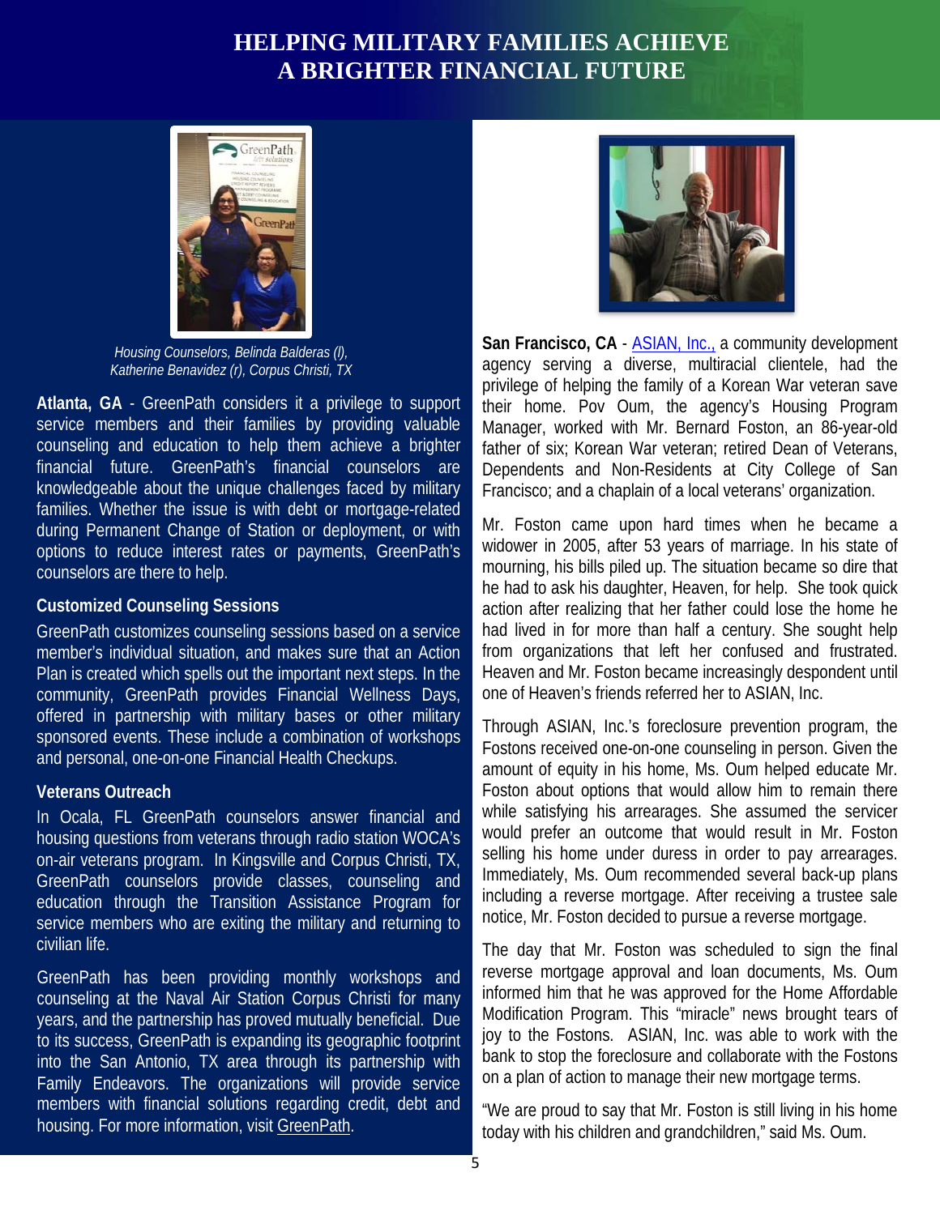# HELPING MILITARY FAMILIES ACHIEVE A BRIGHTER FINANCIAL FUTURE

*Housing Counselors, Belinda Balderas (l), Katherine Benavidez (r), Corpus Christi, TX*

**Atlanta, GA** - GreenPath considers it a privilege to support service members and their families by providing valuable counseling and education to help them achieve a brighter financial future. GreenPath's financial counselors are knowledgeable about the unique challenges faced by military families. Whether the issue is with debt or mortgage-related during Permanent Change of Station or deployment, or with options to reduce interest rates or payments, GreenPath's counselors are there to help.

### Customized Counseling Sessions

GreenPath customizes counseling sessions based on a service member's individual situation, and makes sure that an Action Plan is created which spells out the important next steps. In the community, GreenPath provides Financial Wellness Days, offered in partnership with military bases or other military sponsored events. These include a combination of workshops and personal, one-on-one Financial Health Checkups.

### Veterans Outreach

In Ocala, FL GreenPath counselors answer financial and housing questions from veterans through radio station WOCA's on-air veterans program. In Kingsville and Corpus Christi, TX, GreenPath counselors provide classes, counseling and education through the Transition Assistance Program for service members who are exiting the military and returning to civilian life.

GreenPath has been providing monthly workshops and counseling at the Naval Air Station Corpus Christi for many years, and the partnership has proved mutually beneficial. Due to its success, GreenPath is expanding its geographic footprint into the San Antonio, TX area through its partnership with Family Endeavors. The organizations will provide service members with financial solutions regarding credit, debt and housing. For more information, visit GreenPath.

**San Francisco, CA** - ASIAN, Inc., a community development agency serving a diverse, multiracial clientele, had the privilege of helping the family of a Korean War veteran save their home. Pov Oum, the agency's Housing Program Manager, worked with Mr. Bernard Foston, an 86-year-old father of six; Korean War veteran; retired Dean of Veterans, Dependents and Non-Residents at City College of San Francisco; and a chaplain of a local veterans' organization.

Mr. Foston came upon hard times when he became a widower in 2005, after 53 years of marriage. In his state of mourning, his bills piled up. The situation became so dire that he had to ask his daughter, Heaven, for help. She took quick action after realizing that her father could lose the home he had lived in for more than half a century. She sought help from organizations that left her confused and frustrated. Heaven and Mr. Foston became increasingly despondent until one of Heaven's friends referred her to ASIAN, Inc.

Through ASIAN, Inc.'s foreclosure prevention program, the Fostons received one-on-one counseling in person. Given the amount of equity in his home, Ms. Oum helped educate Mr. Foston about options that would allow him to remain there while satisfying his arrearages. She assumed the servicer would prefer an outcome that would result in Mr. Foston selling his home under duress in order to pay arrearages. Immediately, Ms. Oum recommended several back-up plans including a reverse mortgage. After receiving a trustee sale notice, Mr. Foston decided to pursue a reverse mortgage.

The day that Mr. Foston was scheduled to sign the final reverse mortgage approval and loan documents, Ms. Oum informed him that he was approved for the Home Affordable Modification Program. This "miracle" news brought tears of joy to the Fostons. ASIAN, Inc. was able to work with the bank to stop the foreclosure and collaborate with the Fostons on a plan of action to manage their new mortgage terms.

"We are proud to say that Mr. Foston is still living in his home today with his children and grandchildren," said Ms. Oum.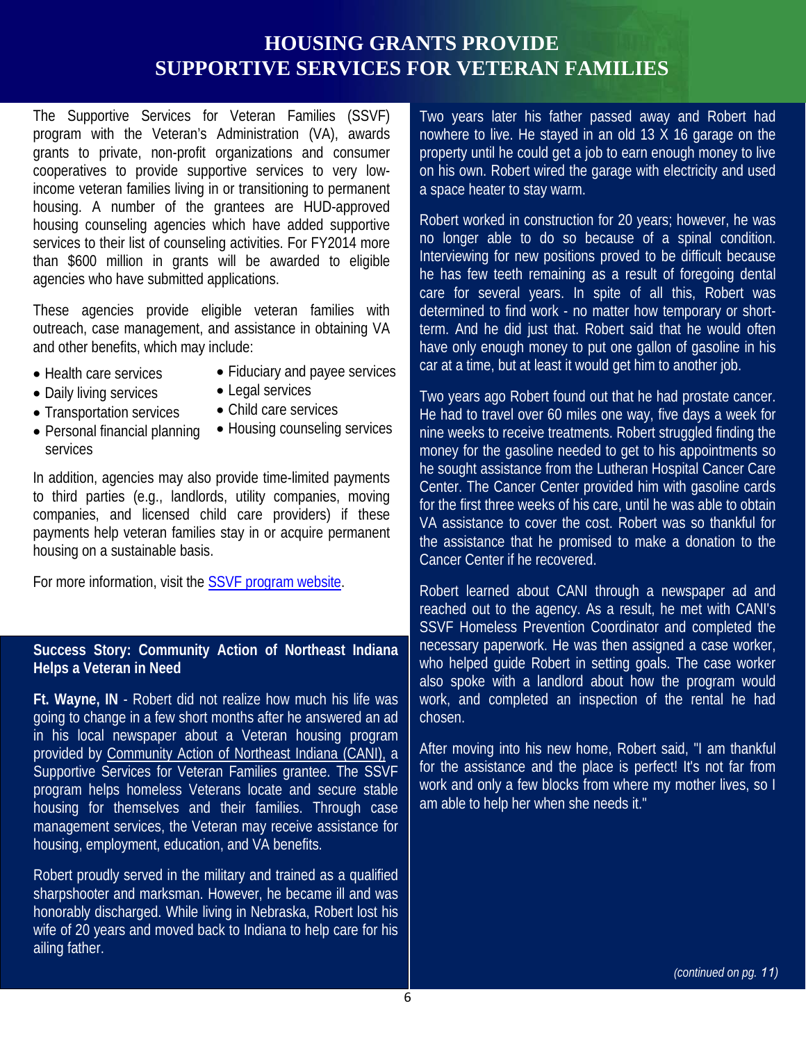# HOUSING GRANTS PROVIDE SUPPORTIVE SERVICES FOR VETERAN FAMILIES

The Supportive Services for Veteran Families (SSVF) program with the Veteran's Administration (VA), awards grants to private, non-profit organizations and consumer cooperatives to provide supportive services to very low-income veteran families living in or transitioning to permanent housing. A number of the grantees are HUD-approved housing counseling agencies which have added supportive services to their list of counseling activities. For FY2014 more than $600 million in grants will be awarded to eligible agencies who have submitted applications.

These agencies provide eligible veteran families with outreach, case management, and assistance in obtaining VA and other benefits, which may include:

- Health care services
- Daily living services
- Transportation services
- Personal financial planning services
- Fiduciary and payee services
- Legal services
- Child care services
- Housing counseling services

In addition, agencies may also provide time-limited payments to third parties (e.g., landlords, utility companies, moving companies, and licensed child care providers) if these payments help veteran families stay in or acquire permanent housing on a sustainable basis.

For more information, visit the SSVF program website.

## Success Story: Community Action of Northeast Indiana Helps a Veteran in Need

**Ft. Wayne, IN** - Robert did not realize how much his life was going to change in a few short months after he answered an ad in his local newspaper about a Veteran housing program provided by Community Action of Northeast Indiana (CANI), a Supportive Services for Veteran Families grantee. The SSVF program helps homeless Veterans locate and secure stable housing for themselves and their families. Through case management services, the Veteran may receive assistance for housing, employment, education, and VA benefits.

Robert proudly served in the military and trained as a qualified sharpshooter and marksman. However, he became ill and was honorably discharged. While living in Nebraska, Robert lost his wife of 20 years and moved back to Indiana to help care for his ailing father.

Two years later his father passed away and Robert had nowhere to live. He stayed in an old 13 X 16 garage on the property until he could get a job to earn enough money to live on his own. Robert wired the garage with electricity and used a space heater to stay warm.

Robert worked in construction for 20 years; however, he was no longer able to do so because of a spinal condition. Interviewing for new positions proved to be difficult because he has few teeth remaining as a result of foregoing dental care for several years. In spite of all this, Robert was determined to find work - no matter how temporary or short-term. And he did just that. Robert said that he would often have only enough money to put one gallon of gasoline in his car at a time, but at least it would get him to another job.

Two years ago Robert found out that he had prostate cancer. He had to travel over 60 miles one way, five days a week for nine weeks to receive treatments. Robert struggled finding the money for the gasoline needed to get to his appointments so he sought assistance from the Lutheran Hospital Cancer Care Center. The Cancer Center provided him with gasoline cards for the first three weeks of his care, until he was able to obtain VA assistance to cover the cost. Robert was so thankful for the assistance that he promised to make a donation to the Cancer Center if he recovered.

Robert learned about CANI through a newspaper ad and reached out to the agency. As a result, he met with CANI's SSVF Homeless Prevention Coordinator and completed the necessary paperwork. He was then assigned a case worker, who helped guide Robert in setting goals. The case worker also spoke with a landlord about how the program would work, and completed an inspection of the rental he had chosen.

After moving into his new home, Robert said, "I am thankful for the assistance and the place is perfect! It's not far from work and only a few blocks from where my mother lives, so I am able to help her when she needs it."

*(continued on pg. 11)*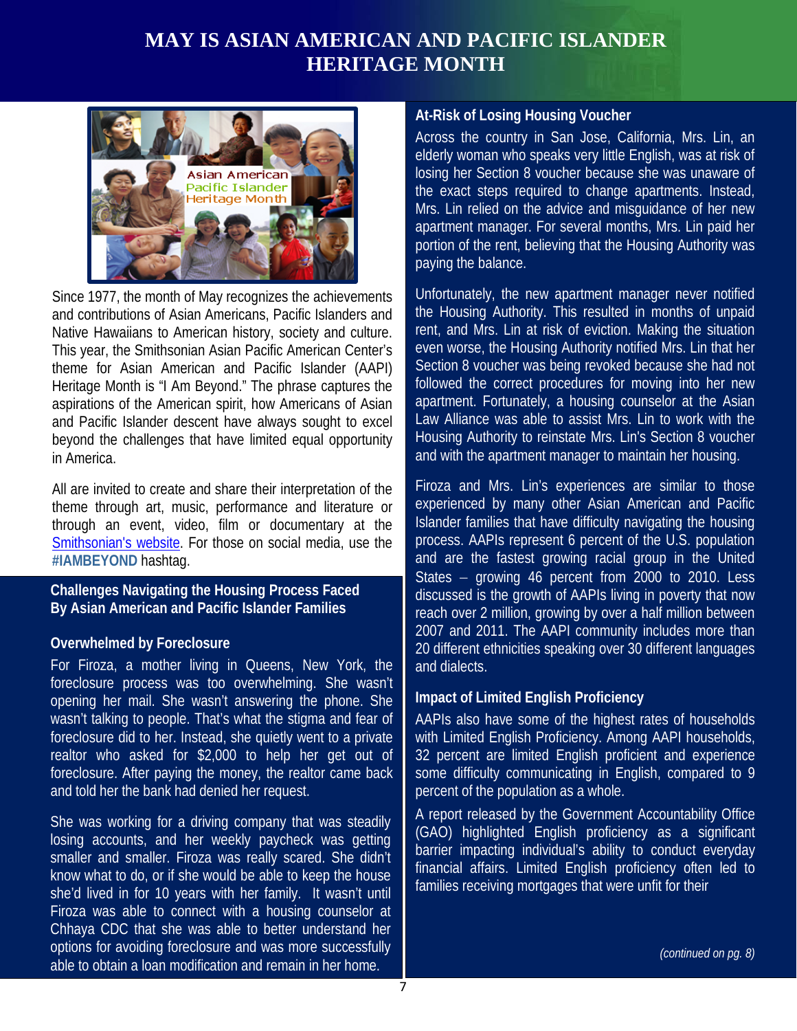# MAY IS ASIAN AMERICAN AND PACIFIC ISLANDER HERITAGE MONTH

Since 1977, the month of May recognizes the achievements and contributions of Asian Americans, Pacific Islanders and Native Hawaiians to American history, society and culture. This year, the Smithsonian Asian Pacific American Center's theme for Asian American and Pacific Islander (AAPI) Heritage Month is "I Am Beyond." The phrase captures the aspirations of the American spirit, how Americans of Asian and Pacific Islander descent have always sought to excel beyond the challenges that have limited equal opportunity in America.

All are invited to create and share their interpretation of the theme through art, music, performance and literature or through an event, video, film or documentary at the Smithsonian's website. For those on social media, use the **#IAMBEYOND** hashtag.

## Challenges Navigating the Housing Process Faced By Asian American and Pacific Islander Families

### Overwhelmed by Foreclosure

For Firoza, a mother living in Queens, New York, the foreclosure process was too overwhelming. She wasn't opening her mail. She wasn't answering the phone. She wasn't talking to people. That's what the stigma and fear of foreclosure did to her. Instead, she quietly went to a private realtor who asked for $2,000 to help her get out of foreclosure. After paying the money, the realtor came back and told her the bank had denied her request.

She was working for a driving company that was steadily losing accounts, and her weekly paycheck was getting smaller and smaller. Firoza was really scared. She didn't know what to do, or if she would be able to keep the house she'd lived in for 10 years with her family. It wasn't until Firoza was able to connect with a housing counselor at Chhaya CDC that she was able to better understand her options for avoiding foreclosure and was more successfully able to obtain a loan modification and remain in her home.

### At-Risk of Losing Housing Voucher

Across the country in San Jose, California, Mrs. Lin, an elderly woman who speaks very little English, was at risk of losing her Section 8 voucher because she was unaware of the exact steps required to change apartments. Instead, Mrs. Lin relied on the advice and misguidance of her new apartment manager. For several months, Mrs. Lin paid her portion of the rent, believing that the Housing Authority was paying the balance.

Unfortunately, the new apartment manager never notified the Housing Authority. This resulted in months of unpaid rent, and Mrs. Lin at risk of eviction. Making the situation even worse, the Housing Authority notified Mrs. Lin that her Section 8 voucher was being revoked because she had not followed the correct procedures for moving into her new apartment. Fortunately, a housing counselor at the Asian Law Alliance was able to assist Mrs. Lin to work with the Housing Authority to reinstate Mrs. Lin's Section 8 voucher and with the apartment manager to maintain her housing.

Firoza and Mrs. Lin's experiences are similar to those experienced by many other Asian American and Pacific Islander families that have difficulty navigating the housing process. AAPIs represent 6 percent of the U.S. population and are the fastest growing racial group in the United States – growing 46 percent from 2000 to 2010. Less discussed is the growth of AAPIs living in poverty that now reach over 2 million, growing by over a half million between 2007 and 2011. The AAPI community includes more than 20 different ethnicities speaking over 30 different languages and dialects.

### Impact of Limited English Proficiency

AAPIs also have some of the highest rates of households with Limited English Proficiency. Among AAPI households, 32 percent are limited English proficient and experience some difficulty communicating in English, compared to 9 percent of the population as a whole.

A report released by the Government Accountability Office (GAO) highlighted English proficiency as a significant barrier impacting individual's ability to conduct everyday financial affairs. Limited English proficiency often led to families receiving mortgages that were unfit for their

*(continued on pg. 8)*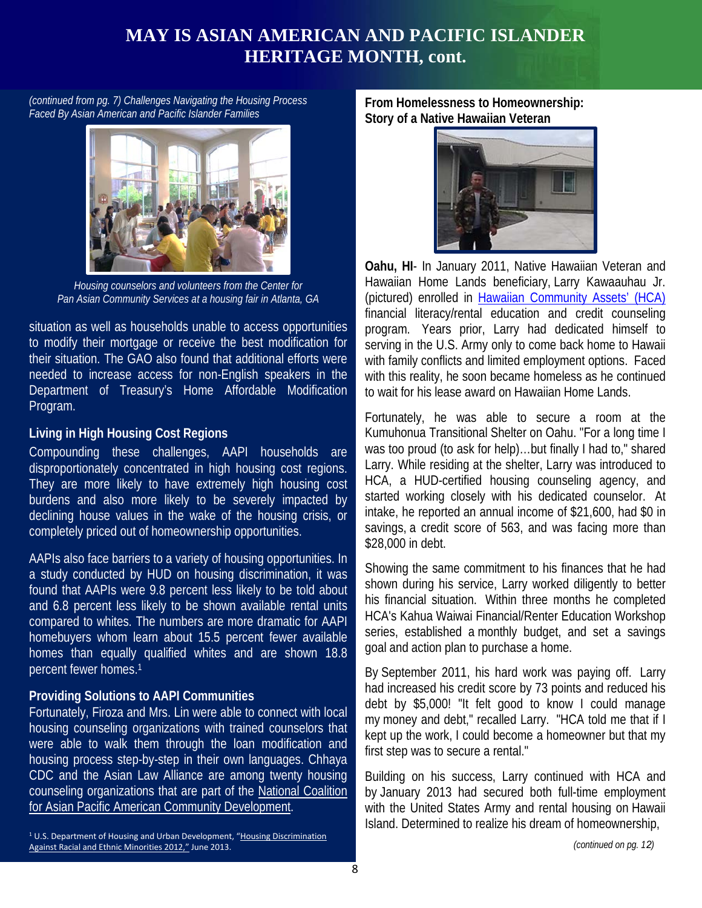# MAY IS ASIAN AMERICAN AND PACIFIC ISLANDER HERITAGE MONTH, cont.

*(continued from pg. 7) Challenges Navigating the Housing Process Faced By Asian American and Pacific Islander Families*

*Housing counselors and volunteers from the Center for Pan Asian Community Services at a housing fair in Atlanta, GA*

situation as well as households unable to access opportunities to modify their mortgage or receive the best modification for their situation. The GAO also found that additional efforts were needed to increase access for non-English speakers in the Department of Treasury's Home Affordable Modification Program.

### Living in High Housing Cost Regions

Compounding these challenges, AAPI households are disproportionately concentrated in high housing cost regions. They are more likely to have extremely high housing cost burdens and also more likely to be severely impacted by declining house values in the wake of the housing crisis, or completely priced out of homeownership opportunities.

AAPIs also face barriers to a variety of housing opportunities. In a study conducted by HUD on housing discrimination, it was found that AAPIs were 9.8 percent less likely to be told about and 6.8 percent less likely to be shown available rental units compared to whites. The numbers are more dramatic for AAPI homebuyers whom learn about 15.5 percent fewer available homes than equally qualified whites and are shown 18.8 percent fewer homes.[1]

### Providing Solutions to AAPI Communities

Fortunately, Firoza and Mrs. Lin were able to connect with local housing counseling organizations with trained counselors that were able to walk them through the loan modification and housing process step-by-step in their own languages. Chhaya CDC and the Asian Law Alliance are among twenty housing counseling organizations that are part of the National Coalition for Asian Pacific American Community Development.

[1] U.S. Department of Housing and Urban Development, "Housing Discrimination Against Racial and Ethnic Minorities 2012," June 2013.

### From Homelessness to Homeownership: Story of a Native Hawaiian Veteran

**Oahu, HI**- In January 2011, Native Hawaiian Veteran and Hawaiian Home Lands beneficiary, Larry Kawaauhau Jr. (pictured) enrolled in Hawaiian Community Assets' (HCA) financial literacy/rental education and credit counseling program. Years prior, Larry had dedicated himself to serving in the U.S. Army only to come back home to Hawaii with family conflicts and limited employment options. Faced with this reality, he soon became homeless as he continued to wait for his lease award on Hawaiian Home Lands.

Fortunately, he was able to secure a room at the Kumuhonua Transitional Shelter on Oahu. "For a long time I was too proud (to ask for help)...but finally I had to," shared Larry. While residing at the shelter, Larry was introduced to HCA, a HUD-certified housing counseling agency, and started working closely with his dedicated counselor. At intake, he reported an annual income of $21,600, had $0 in savings, a credit score of 563, and was facing more than $28,000 in debt.

Showing the same commitment to his finances that he had shown during his service, Larry worked diligently to better his financial situation. Within three months he completed HCA's Kahua Waiwai Financial/Renter Education Workshop series, established a monthly budget, and set a savings goal and action plan to purchase a home.

By September 2011, his hard work was paying off. Larry had increased his credit score by 73 points and reduced his debt by $5,000! "It felt good to know I could manage my money and debt," recalled Larry. "HCA told me that if I kept up the work, I could become a homeowner but that my first step was to secure a rental."

Building on his success, Larry continued with HCA and by January 2013 had secured both full-time employment with the United States Army and rental housing on Hawaii Island. Determined to realize his dream of homeownership,

*(continued on pg. 12)*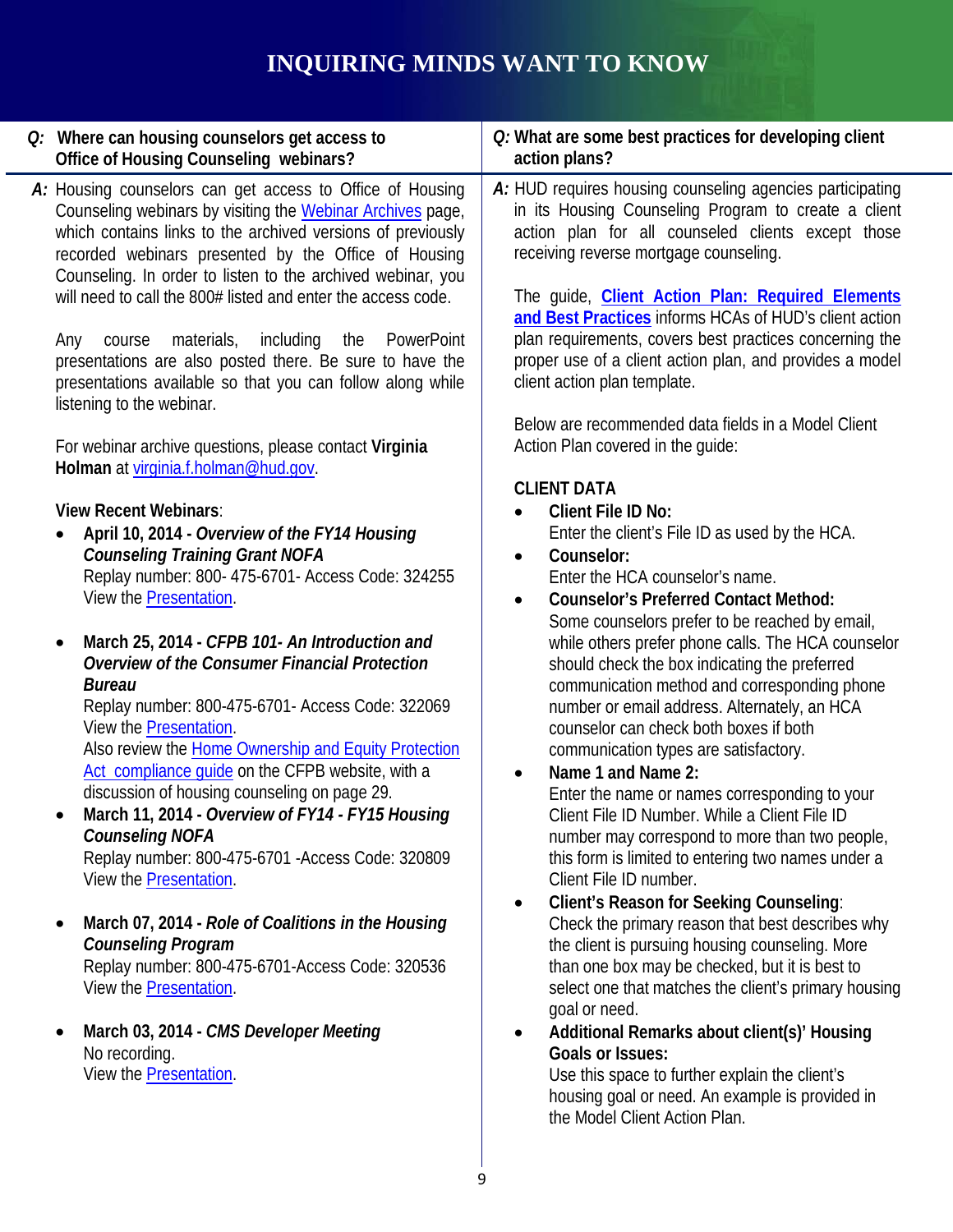# INQUIRING MINDS WANT TO KNOW

**Q: Where can housing counselors get access to Office of Housing Counseling webinars?**

**A:** Housing counselors can get access to Office of Housing Counseling webinars by visiting the Webinar Archives page, which contains links to the archived versions of previously recorded webinars presented by the Office of Housing Counseling. In order to listen to the archived webinar, you will need to call the 800# listed and enter the access code.

Any course materials, including the PowerPoint presentations are also posted there. Be sure to have the presentations available so that you can follow along while listening to the webinar.

For webinar archive questions, please contact **Virginia Holman** at virginia.f.holman@hud.gov.

**View Recent Webinars**:

- **April 10, 2014 - *Overview of the FY14 Housing Counseling Training Grant NOFA***
  Replay number: 800- 475-6701- Access Code: 324255
  View the Presentation.

- **March 25, 2014 - *CFPB 101- An Introduction and Overview of the Consumer Financial Protection Bureau***
  Replay number: 800-475-6701- Access Code: 322069
  View the Presentation.
  Also review the Home Ownership and Equity Protection Act compliance guide on the CFPB website, with a discussion of housing counseling on page 29.
- **March 11, 2014 - *Overview of FY14 - FY15 Housing Counseling NOFA***
  Replay number: 800-475-6701 -Access Code: 320809
  View the Presentation.

- **March 07, 2014 - *Role of Coalitions in the Housing Counseling Program***
  Replay number: 800-475-6701-Access Code: 320536
  View the Presentation.

- **March 03, 2014 - *CMS Developer Meeting***
  No recording.
  View the Presentation.

**Q: What are some best practices for developing client action plans?**

**A:** HUD requires housing counseling agencies participating in its Housing Counseling Program to create a client action plan for all counseled clients except those receiving reverse mortgage counseling.

The guide, **Client Action Plan: Required Elements and Best Practices** informs HCAs of HUD's client action plan requirements, covers best practices concerning the proper use of a client action plan, and provides a model client action plan template.

Below are recommended data fields in a Model Client Action Plan covered in the guide:

**CLIENT DATA**

- **Client File ID No:**
  Enter the client's File ID as used by the HCA.
- **Counselor:**
  Enter the HCA counselor's name.
- **Counselor's Preferred Contact Method:**
  Some counselors prefer to be reached by email, while others prefer phone calls. The HCA counselor should check the box indicating the preferred communication method and corresponding phone number or email address. Alternately, an HCA counselor can check both boxes if both communication types are satisfactory.
- **Name 1 and Name 2:**
  Enter the name or names corresponding to your Client File ID Number. While a Client File ID number may correspond to more than two people, this form is limited to entering two names under a Client File ID number.
- **Client's Reason for Seeking Counseling**:
  Check the primary reason that best describes why the client is pursuing housing counseling. More than one box may be checked, but it is best to select one that matches the client's primary housing goal or need.
- **Additional Remarks about client(s)' Housing Goals or Issues:**
  Use this space to further explain the client's housing goal or need. An example is provided in the Model Client Action Plan.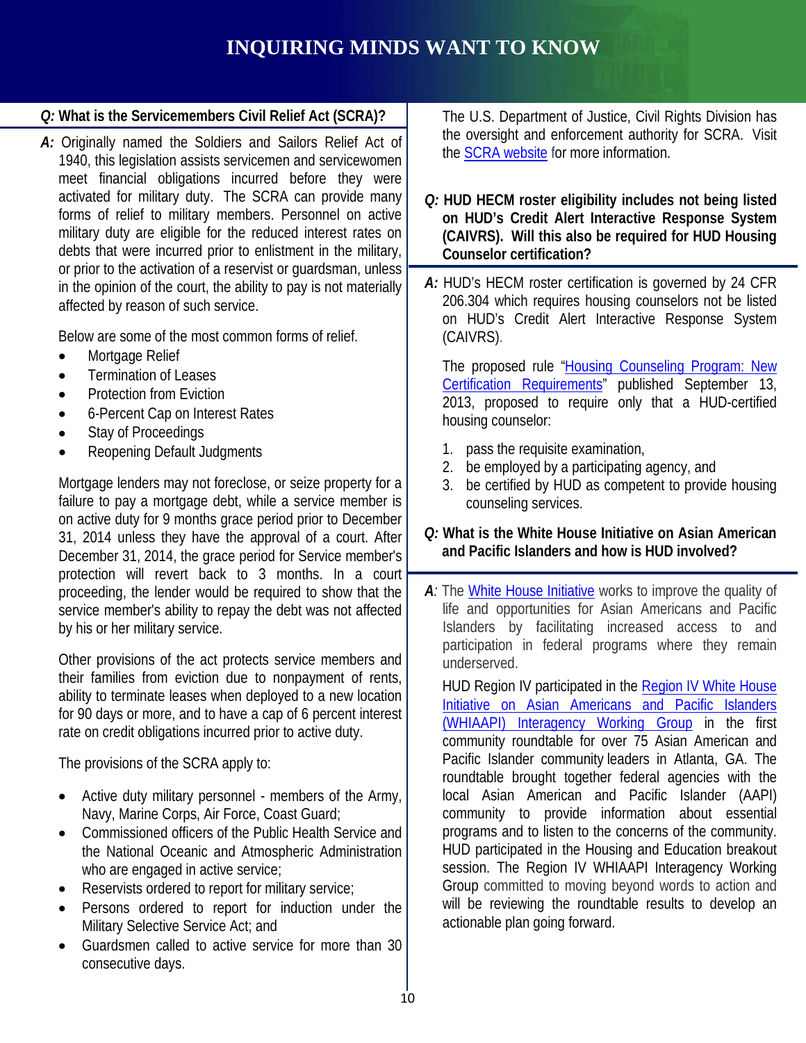# INQUIRING MINDS WANT TO KNOW

**Q: What is the Servicemembers Civil Relief Act (SCRA)?**

**A:** Originally named the Soldiers and Sailors Relief Act of 1940, this legislation assists servicemen and servicewomen meet financial obligations incurred before they were activated for military duty. The SCRA can provide many forms of relief to military members. Personnel on active military duty are eligible for the reduced interest rates on debts that were incurred prior to enlistment in the military, or prior to the activation of a reservist or guardsman, unless in the opinion of the court, the ability to pay is not materially affected by reason of such service.

Below are some of the most common forms of relief.

- Mortgage Relief
- Termination of Leases
- Protection from Eviction
- 6-Percent Cap on Interest Rates
- Stay of Proceedings
- Reopening Default Judgments

Mortgage lenders may not foreclose, or seize property for a failure to pay a mortgage debt, while a service member is on active duty for 9 months grace period prior to December 31, 2014 unless they have the approval of a court. After December 31, 2014, the grace period for Service member's protection will revert back to 3 months. In a court proceeding, the lender would be required to show that the service member's ability to repay the debt was not affected by his or her military service.

Other provisions of the act protects service members and their families from eviction due to nonpayment of rents, ability to terminate leases when deployed to a new location for 90 days or more, and to have a cap of 6 percent interest rate on credit obligations incurred prior to active duty.

The provisions of the SCRA apply to:

- Active duty military personnel - members of the Army, Navy, Marine Corps, Air Force, Coast Guard;
- Commissioned officers of the Public Health Service and the National Oceanic and Atmospheric Administration who are engaged in active service;
- Reservists ordered to report for military service;
- Persons ordered to report for induction under the Military Selective Service Act; and
- Guardsmen called to active service for more than 30 consecutive days.

The U.S. Department of Justice, Civil Rights Division has the oversight and enforcement authority for SCRA. Visit the SCRA website for more information.

**Q: HUD HECM roster eligibility includes not being listed on HUD's Credit Alert Interactive Response System (CAIVRS). Will this also be required for HUD Housing Counselor certification?**

**A:** HUD's HECM roster certification is governed by 24 CFR 206.304 which requires housing counselors not be listed on HUD's Credit Alert Interactive Response System (CAIVRS).

The proposed rule "Housing Counseling Program: New Certification Requirements" published September 13, 2013, proposed to require only that a HUD-certified housing counselor:

1. pass the requisite examination,
2. be employed by a participating agency, and
3. be certified by HUD as competent to provide housing counseling services.

**Q: What is the White House Initiative on Asian American and Pacific Islanders and how is HUD involved?**

**A**: The White House Initiative works to improve the quality of life and opportunities for Asian Americans and Pacific Islanders by facilitating increased access to and participation in federal programs where they remain underserved.

HUD Region IV participated in the Region IV White House Initiative on Asian Americans and Pacific Islanders (WHIAAPI) Interagency Working Group in the first community roundtable for over 75 Asian American and Pacific Islander community leaders in Atlanta, GA. The roundtable brought together federal agencies with the local Asian American and Pacific Islander (AAPI) community to provide information about essential programs and to listen to the concerns of the community. HUD participated in the Housing and Education breakout session. The Region IV WHIAAPI Interagency Working Group committed to moving beyond words to action and will be reviewing the roundtable results to develop an actionable plan going forward.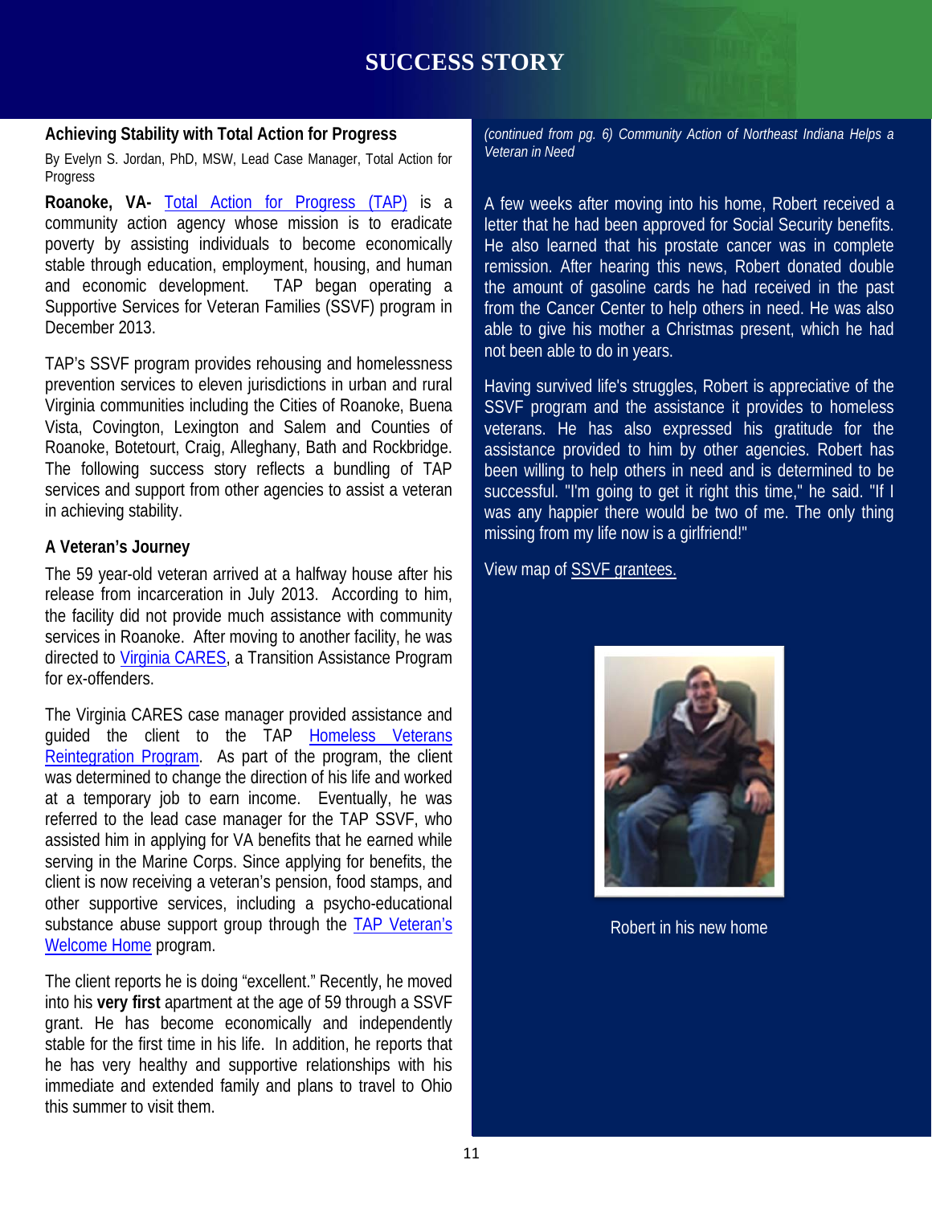# SUCCESS STORY

## Achieving Stability with Total Action for Progress

By Evelyn S. Jordan, PhD, MSW, Lead Case Manager, Total Action for Progress

**Roanoke, VA-** Total Action for Progress (TAP) is a community action agency whose mission is to eradicate poverty by assisting individuals to become economically stable through education, employment, housing, and human and economic development. TAP began operating a Supportive Services for Veteran Families (SSVF) program in December 2013.

TAP's SSVF program provides rehousing and homelessness prevention services to eleven jurisdictions in urban and rural Virginia communities including the Cities of Roanoke, Buena Vista, Covington, Lexington and Salem and Counties of Roanoke, Botetourt, Craig, Alleghany, Bath and Rockbridge. The following success story reflects a bundling of TAP services and support from other agencies to assist a veteran in achieving stability.

### A Veteran's Journey

The 59 year-old veteran arrived at a halfway house after his release from incarceration in July 2013. According to him, the facility did not provide much assistance with community services in Roanoke. After moving to another facility, he was directed to Virginia CARES, a Transition Assistance Program for ex-offenders.

The Virginia CARES case manager provided assistance and guided the client to the TAP Homeless Veterans Reintegration Program. As part of the program, the client was determined to change the direction of his life and worked at a temporary job to earn income. Eventually, he was referred to the lead case manager for the TAP SSVF, who assisted him in applying for VA benefits that he earned while serving in the Marine Corps. Since applying for benefits, the client is now receiving a veteran's pension, food stamps, and other supportive services, including a psycho-educational substance abuse support group through the TAP Veteran's Welcome Home program.

The client reports he is doing "excellent." Recently, he moved into his **very first** apartment at the age of 59 through a SSVF grant. He has become economically and independently stable for the first time in his life. In addition, he reports that he has very healthy and supportive relationships with his immediate and extended family and plans to travel to Ohio this summer to visit them.

*(continued from pg. 6) Community Action of Northeast Indiana Helps a Veteran in Need*

A few weeks after moving into his home, Robert received a letter that he had been approved for Social Security benefits. He also learned that his prostate cancer was in complete remission. After hearing this news, Robert donated double the amount of gasoline cards he had received in the past from the Cancer Center to help others in need. He was also able to give his mother a Christmas present, which he had not been able to do in years.

Having survived life's struggles, Robert is appreciative of the SSVF program and the assistance it provides to homeless veterans. He has also expressed his gratitude for the assistance provided to him by other agencies. Robert has been willing to help others in need and is determined to be successful. "I'm going to get it right this time," he said. "If I was any happier there would be two of me. The only thing missing from my life now is a girlfriend!"

View map of SSVF grantees.

Robert in his new home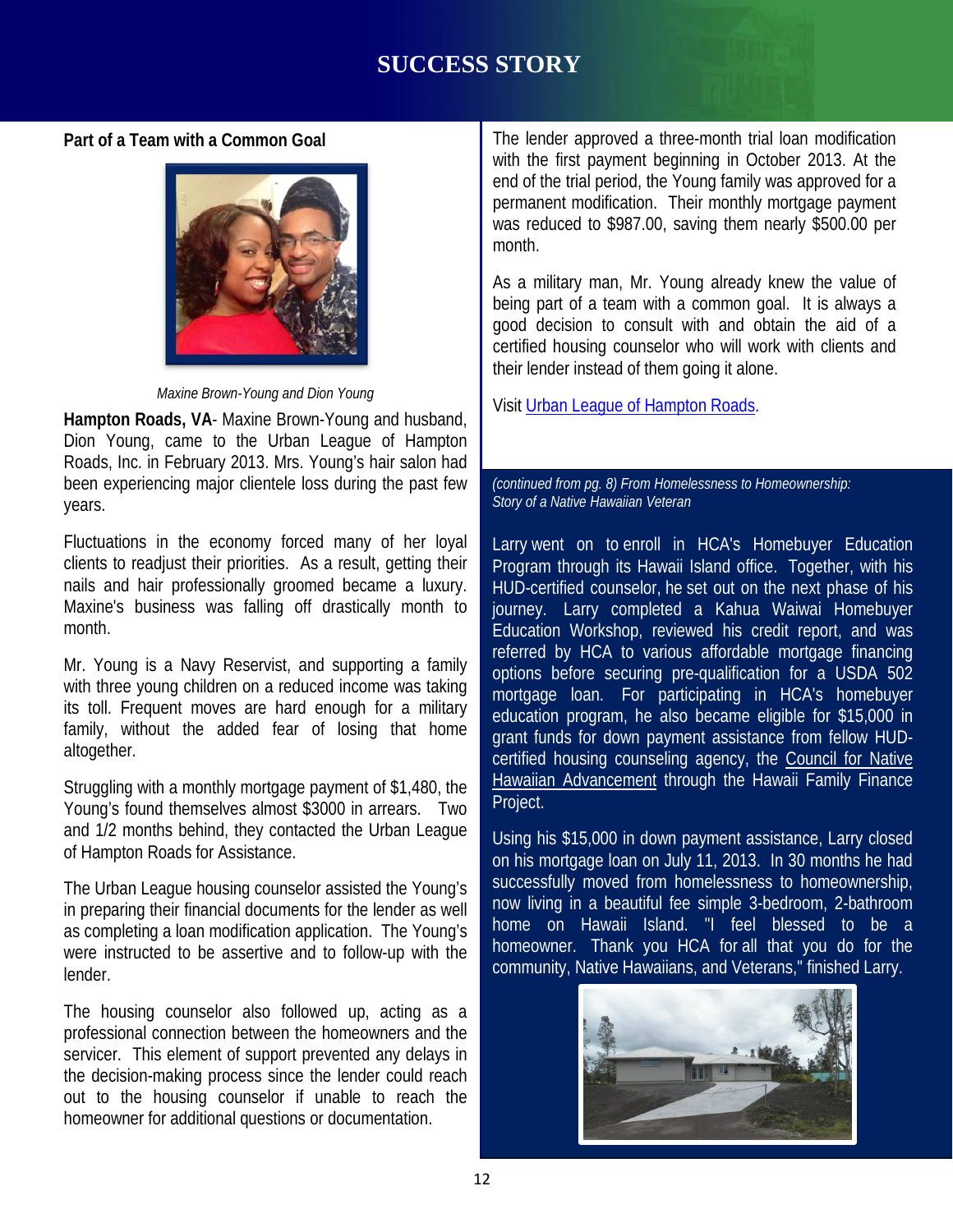# SUCCESS STORY

## Part of a Team with a Common Goal

*Maxine Brown-Young and Dion Young*

**Hampton Roads, VA**- Maxine Brown-Young and husband, Dion Young, came to the Urban League of Hampton Roads, Inc. in February 2013. Mrs. Young's hair salon had been experiencing major clientele loss during the past few years.

Fluctuations in the economy forced many of her loyal clients to readjust their priorities. As a result, getting their nails and hair professionally groomed became a luxury. Maxine's business was falling off drastically month to month.

Mr. Young is a Navy Reservist, and supporting a family with three young children on a reduced income was taking its toll. Frequent moves are hard enough for a military family, without the added fear of losing that home altogether.

Struggling with a monthly mortgage payment of $1,480, the Young's found themselves almost $3000 in arrears. Two and 1/2 months behind, they contacted the Urban League of Hampton Roads for Assistance.

The Urban League housing counselor assisted the Young's in preparing their financial documents for the lender as well as completing a loan modification application. The Young's were instructed to be assertive and to follow-up with the lender.

The housing counselor also followed up, acting as a professional connection between the homeowners and the servicer. This element of support prevented any delays in the decision-making process since the lender could reach out to the housing counselor if unable to reach the homeowner for additional questions or documentation.

The lender approved a three-month trial loan modification with the first payment beginning in October 2013. At the end of the trial period, the Young family was approved for a permanent modification. Their monthly mortgage payment was reduced to $987.00, saving them nearly $500.00 per month.

As a military man, Mr. Young already knew the value of being part of a team with a common goal. It is always a good decision to consult with and obtain the aid of a certified housing counselor who will work with clients and their lender instead of them going it alone.

Visit Urban League of Hampton Roads.

*(continued from pg. 8) From Homelessness to Homeownership: Story of a Native Hawaiian Veteran*

Larry went on to enroll in HCA's Homebuyer Education Program through its Hawaii Island office. Together, with his HUD-certified counselor, he set out on the next phase of his journey. Larry completed a Kahua Waiwai Homebuyer Education Workshop, reviewed his credit report, and was referred by HCA to various affordable mortgage financing options before securing pre-qualification for a USDA 502 mortgage loan. For participating in HCA's homebuyer education program, he also became eligible for $15,000 in grant funds for down payment assistance from fellow HUD-certified housing counseling agency, the Council for Native Hawaiian Advancement through the Hawaii Family Finance Project.

Using his $15,000 in down payment assistance, Larry closed on his mortgage loan on July 11, 2013. In 30 months he had successfully moved from homelessness to homeownership, now living in a beautiful fee simple 3-bedroom, 2-bathroom home on Hawaii Island. "I feel blessed to be a homeowner. Thank you HCA for all that you do for the community, Native Hawaiians, and Veterans," finished Larry.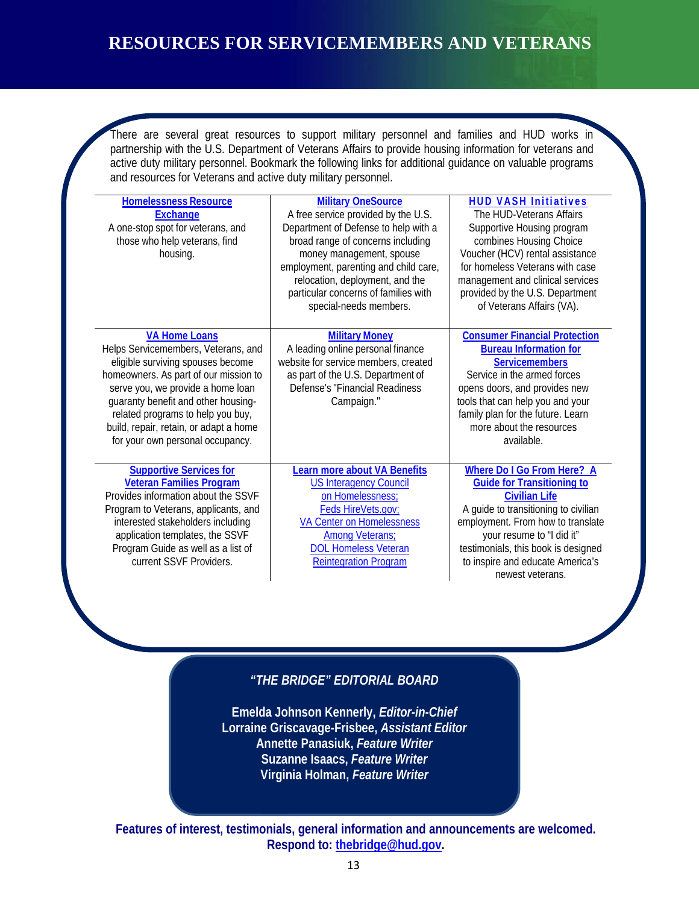# RESOURCES FOR SERVICEMEMBERS AND VETERANS

There are several great resources to support military personnel and families and HUD works in partnership with the U.S. Department of Veterans Affairs to provide housing information for veterans and active duty military personnel. Bookmark the following links for additional guidance on valuable programs and resources for Veterans and active duty military personnel.

| | | |
|---|---|---|
| **Homelessness Resource Exchange**<br>A one-stop spot for veterans, and those who help veterans, find housing. | **Military OneSource**<br>A free service provided by the U.S. Department of Defense to help with a broad range of concerns including money management, spouse employment, parenting and child care, relocation, deployment, and the particular concerns of families with special-needs members. | **HUD VASH Initiatives**<br>The HUD-Veterans Affairs Supportive Housing program combines Housing Choice Voucher (HCV) rental assistance for homeless Veterans with case management and clinical services provided by the U.S. Department of Veterans Affairs (VA). |
| **VA Home Loans**<br>Helps Servicemembers, Veterans, and eligible surviving spouses become homeowners. As part of our mission to serve you, we provide a home loan guaranty benefit and other housing-related programs to help you buy, build, repair, retain, or adapt a home for your own personal occupancy. | **Military Money**<br>A leading online personal finance website for service members, created as part of the U.S. Department of Defense's "Financial Readiness Campaign." | **Consumer Financial Protection Bureau Information for Servicemembers**<br>Service in the armed forces opens doors, and provides new tools that can help you and your family plan for the future. Learn more about the resources available. |
| **Supportive Services for Veteran Families Program**<br>Provides information about the SSVF Program to Veterans, applicants, and interested stakeholders including application templates, the SSVF Program Guide as well as a list of current SSVF Providers. | **Learn more about VA Benefits**<br>US Interagency Council on Homelessness;<br>Feds HireVets.gov;<br>VA Center on Homelessness Among Veterans;<br>DOL Homeless Veteran Reintegration Program | **Where Do I Go From Here? A Guide for Transitioning to Civilian Life**<br>A guide to transitioning to civilian employment. From how to translate your resume to "I did it" testimonials, this book is designed to inspire and educate America's newest veterans. |

***"THE BRIDGE" EDITORIAL BOARD***

**Emelda Johnson Kennerly, *Editor-in-Chief***
**Lorraine Griscavage-Frisbee, *Assistant Editor***
**Annette Panasiuk, *Feature Writer***
**Suzanne Isaacs, *Feature Writer***
**Virginia Holman, *Feature Writer***

**Features of interest, testimonials, general information and announcements are welcomed. Respond to: thebridge@hud.gov.**